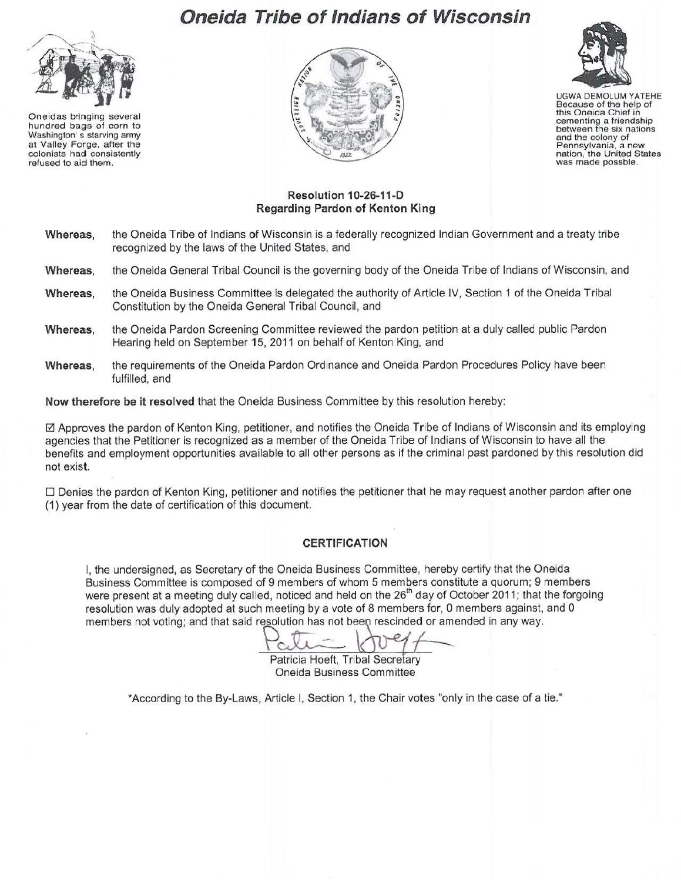# Oneida Tribe of Indians of Wisconsin

Oneidas bringing several hundred bags of corn to Washington' s starving army at Valley Forge, after the colonists had consistently refused to aid them.

UGWA DEMOLUM YATEHE
Because of the help of this Oneida Chief in cementing a friendship between the six nations and the colony of Pennsylvania, a new nation, the United States was made possble.

## Resolution 10-26-11-D
## Regarding Pardon of Kenton King

**Whereas,** the Oneida Tribe of Indians of Wisconsin is a federally recognized Indian Government and a treaty tribe recognized by the laws of the United States, and

**Whereas,** the Oneida General Tribal Council is the governing body of the Oneida Tribe of Indians of Wisconsin, and

**Whereas,** the Oneida Business Committee is delegated the authority of Article IV, Section 1 of the Oneida Tribal Constitution by the Oneida General Tribal Council, and

**Whereas,** the Oneida Pardon Screening Committee reviewed the pardon petition at a duly called public Pardon Hearing held on September 15, 2011 on behalf of Kenton King, and

**Whereas,** the requirements of the Oneida Pardon Ordinance and Oneida Pardon Procedures Policy have been fulfilled, and

**Now therefore be it resolved** that the Oneida Business Committee by this resolution hereby:

☑ Approves the pardon of Kenton King, petitioner, and notifies the Oneida Tribe of Indians of Wisconsin and its employing agencies that the Petitioner is recognized as a member of the Oneida Tribe of Indians of Wisconsin to have all the benefits and employment opportunities available to all other persons as if the criminal past pardoned by this resolution did not exist.

☐ Denies the pardon of Kenton King, petitioner and notifies the petitioner that he may request another pardon after one (1) year from the date of certification of this document.

### CERTIFICATION

I, the undersigned, as Secretary of the Oneida Business Committee, hereby certify that the Oneida Business Committee is composed of 9 members of whom 5 members constitute a quorum; 9 members were present at a meeting duly called, noticed and held on the 26th day of October 2011; that the forgoing resolution was duly adopted at such meeting by a vote of 8 members for, 0 members against, and 0 members not voting; and that said resolution has not been rescinded or amended in any way.

Patricia Hoeft, Tribal Secretary
Oneida Business Committee

*According to the By-Laws, Article I, Section 1, the Chair votes "only in the case of a tie."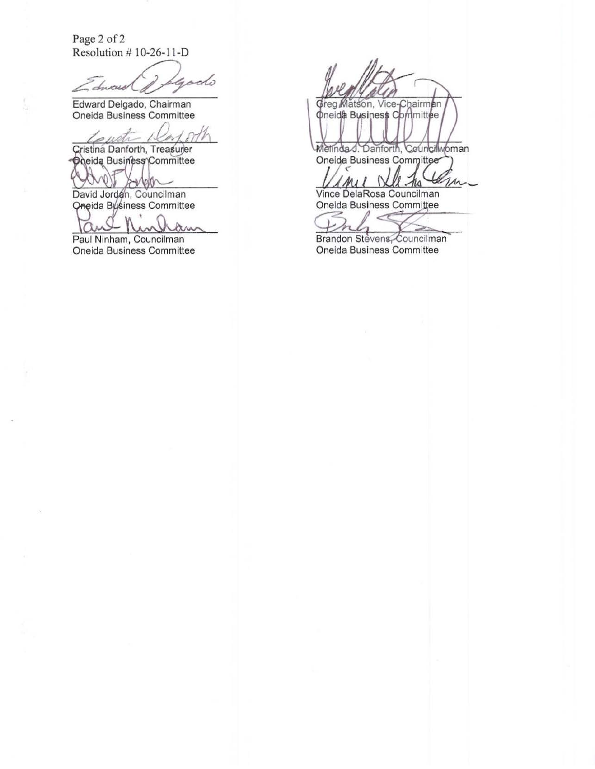Resolution # 10-26-11-D

Edward Delgado, Chairman
Oneida Business Committee

Cristina Danforth, Treasurer
Oneida Business Committee

David Jordan, Councilman
Oneida Business Committee

Paul Ninham, Councilman
Oneida Business Committee

Greg Matson, Vice-Chairman
Oneida Business Committee

Melinda J. Danforth, Councilwoman
Oneida Business Committee

Vince DelaRosa Councilman
Oneida Business Committee

Brandon Stevens, Councilman
Oneida Business Committee